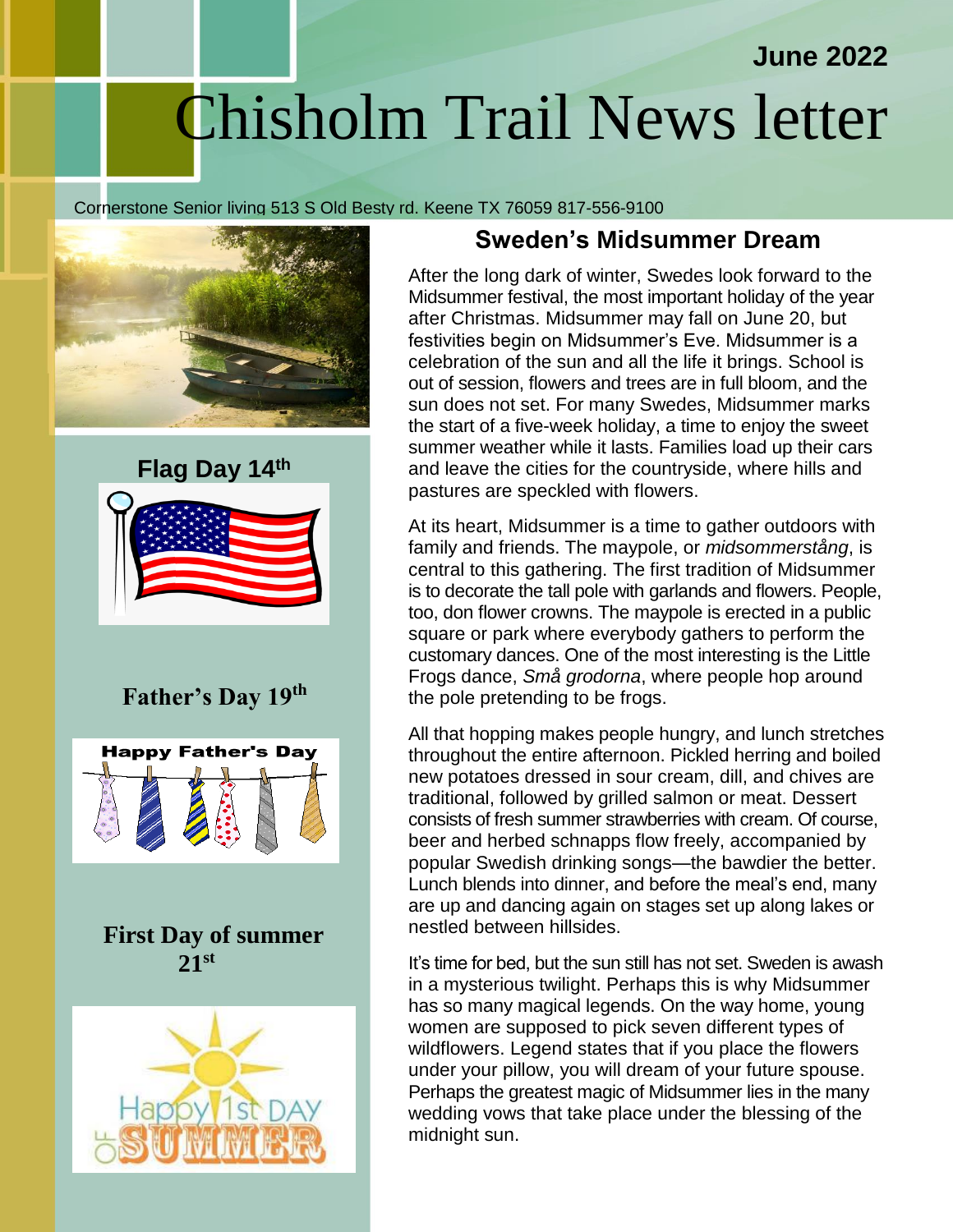June 2022

# Chisholm Trail News letter

Cornerstone Senior living 513 S Old Besty rd. Keene TX 76059 817-556-9100

**Flag Day 14th**

**Father's Day 19th**

**First Day of summer 21st**

## Sweden's Midsummer Dream

After the long dark of winter, Swedes look forward to the Midsummer festival, the most important holiday of the year after Christmas. Midsummer may fall on June 20, but festivities begin on Midsummer's Eve. Midsummer is a celebration of the sun and all the life it brings. School is out of session, flowers and trees are in full bloom, and the sun does not set. For many Swedes, Midsummer marks the start of a five-week holiday, a time to enjoy the sweet summer weather while it lasts. Families load up their cars and leave the cities for the countryside, where hills and pastures are speckled with flowers.

At its heart, Midsummer is a time to gather outdoors with family and friends. The maypole, or *midsommerstång*, is central to this gathering. The first tradition of Midsummer is to decorate the tall pole with garlands and flowers. People, too, don flower crowns. The maypole is erected in a public square or park where everybody gathers to perform the customary dances. One of the most interesting is the Little Frogs dance, *Små grodorna*, where people hop around the pole pretending to be frogs.

All that hopping makes people hungry, and lunch stretches throughout the entire afternoon. Pickled herring and boiled new potatoes dressed in sour cream, dill, and chives are traditional, followed by grilled salmon or meat. Dessert consists of fresh summer strawberries with cream. Of course, beer and herbed schnapps flow freely, accompanied by popular Swedish drinking songs—the bawdier the better. Lunch blends into dinner, and before the meal's end, many are up and dancing again on stages set up along lakes or nestled between hillsides.

It's time for bed, but the sun still has not set. Sweden is awash in a mysterious twilight. Perhaps this is why Midsummer has so many magical legends. On the way home, young women are supposed to pick seven different types of wildflowers. Legend states that if you place the flowers under your pillow, you will dream of your future spouse. Perhaps the greatest magic of Midsummer lies in the many wedding vows that take place under the blessing of the midnight sun.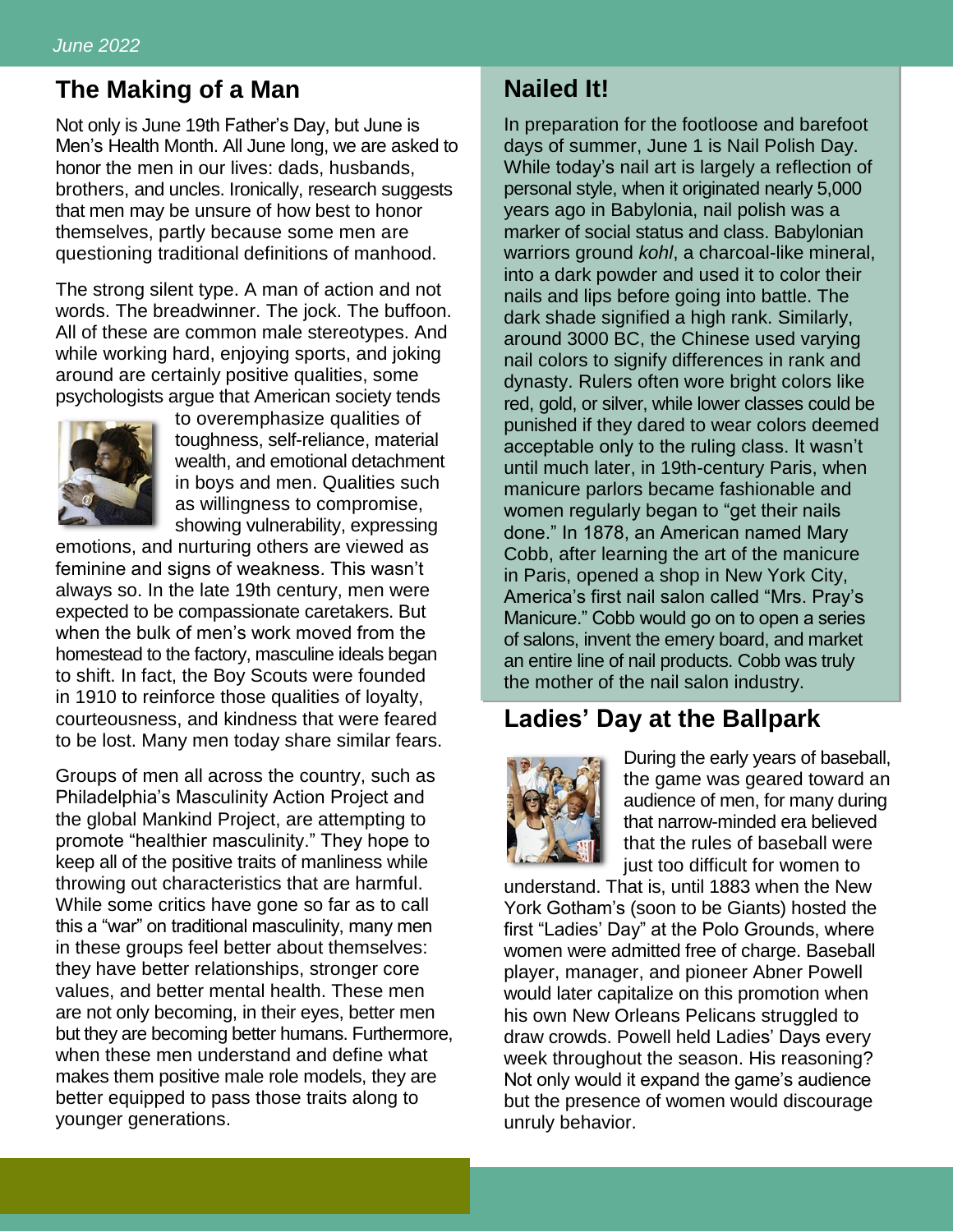## The Making of a Man

Not only is June 19th Father's Day, but June is Men's Health Month. All June long, we are asked to honor the men in our lives: dads, husbands, brothers, and uncles. Ironically, research suggests that men may be unsure of how best to honor themselves, partly because some men are questioning traditional definitions of manhood.

The strong silent type. A man of action and not words. The breadwinner. The jock. The buffoon. All of these are common male stereotypes. And while working hard, enjoying sports, and joking around are certainly positive qualities, some psychologists argue that American society tends to overemphasize qualities of toughness, self-reliance, material wealth, and emotional detachment in boys and men. Qualities such as willingness to compromise, showing vulnerability, expressing emotions, and nurturing others are viewed as feminine and signs of weakness. This wasn't always so. In the late 19th century, men were expected to be compassionate caretakers. But when the bulk of men's work moved from the homestead to the factory, masculine ideals began to shift. In fact, the Boy Scouts were founded in 1910 to reinforce those qualities of loyalty, courteousness, and kindness that were feared to be lost. Many men today share similar fears.

Groups of men all across the country, such as Philadelphia's Masculinity Action Project and the global Mankind Project, are attempting to promote "healthier masculinity." They hope to keep all of the positive traits of manliness while throwing out characteristics that are harmful. While some critics have gone so far as to call this a "war" on traditional masculinity, many men in these groups feel better about themselves: they have better relationships, stronger core values, and better mental health. These men are not only becoming, in their eyes, better men but they are becoming better humans. Furthermore, when these men understand and define what makes them positive male role models, they are better equipped to pass those traits along to younger generations.

## Nailed It!

In preparation for the footloose and barefoot days of summer, June 1 is Nail Polish Day. While today's nail art is largely a reflection of personal style, when it originated nearly 5,000 years ago in Babylonia, nail polish was a marker of social status and class. Babylonian warriors ground *kohl*, a charcoal-like mineral, into a dark powder and used it to color their nails and lips before going into battle. The dark shade signified a high rank. Similarly, around 3000 BC, the Chinese used varying nail colors to signify differences in rank and dynasty. Rulers often wore bright colors like red, gold, or silver, while lower classes could be punished if they dared to wear colors deemed acceptable only to the ruling class. It wasn't until much later, in 19th-century Paris, when manicure parlors became fashionable and women regularly began to "get their nails done." In 1878, an American named Mary Cobb, after learning the art of the manicure in Paris, opened a shop in New York City, America's first nail salon called "Mrs. Pray's Manicure." Cobb would go on to open a series of salons, invent the emery board, and market an entire line of nail products. Cobb was truly the mother of the nail salon industry.

## Ladies' Day at the Ballpark

During the early years of baseball, the game was geared toward an audience of men, for many during that narrow-minded era believed that the rules of baseball were just too difficult for women to understand. That is, until 1883 when the New York Gotham's (soon to be Giants) hosted the first "Ladies' Day" at the Polo Grounds, where women were admitted free of charge. Baseball player, manager, and pioneer Abner Powell would later capitalize on this promotion when his own New Orleans Pelicans struggled to draw crowds. Powell held Ladies' Days every week throughout the season. His reasoning? Not only would it expand the game's audience but the presence of women would discourage unruly behavior.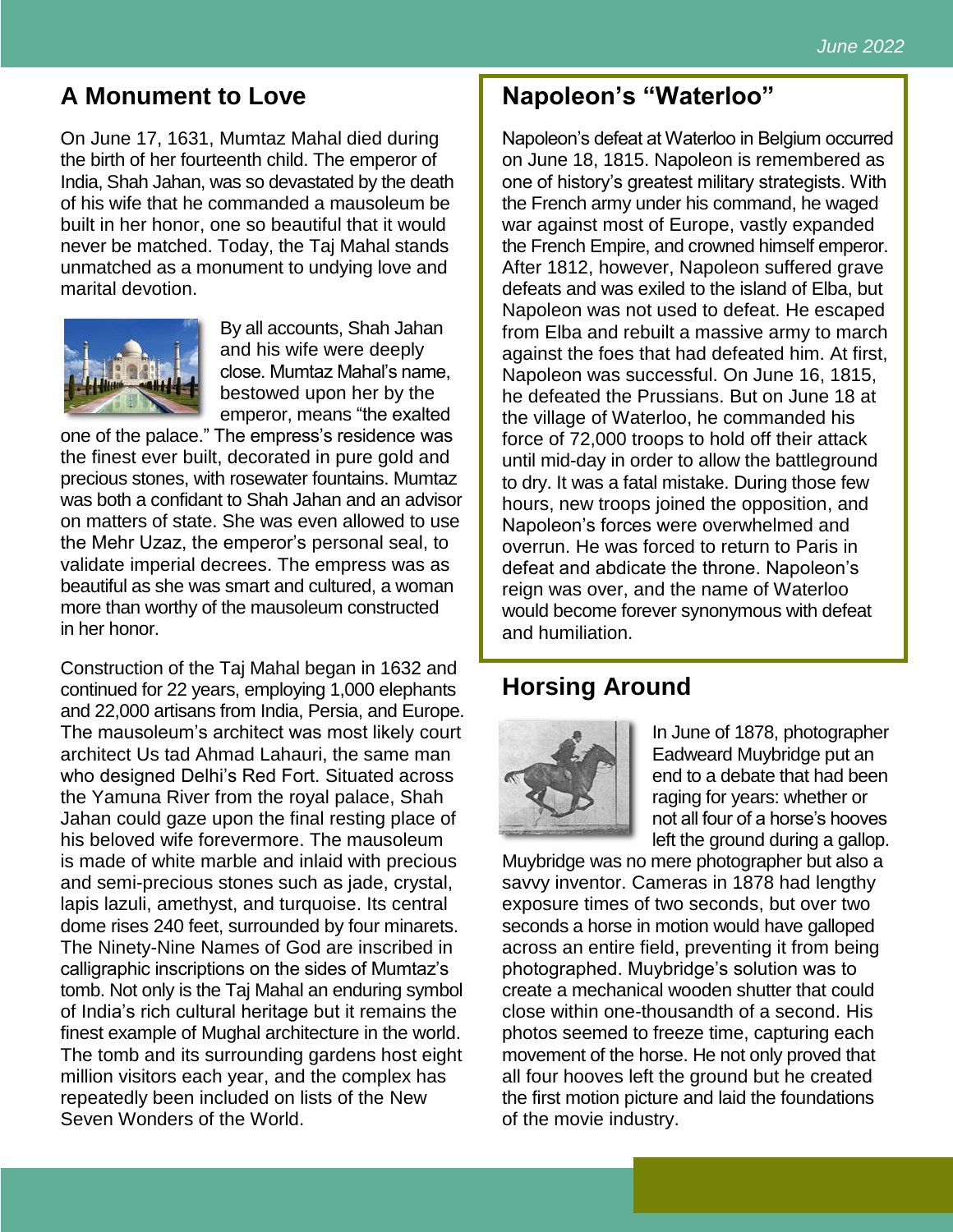## A Monument to Love

On June 17, 1631, Mumtaz Mahal died during the birth of her fourteenth child. The emperor of India, Shah Jahan, was so devastated by the death of his wife that he commanded a mausoleum be built in her honor, one so beautiful that it would never be matched. Today, the Taj Mahal stands unmatched as a monument to undying love and marital devotion.

By all accounts, Shah Jahan and his wife were deeply close. Mumtaz Mahal's name, bestowed upon her by the emperor, means "the exalted one of the palace." The empress's residence was the finest ever built, decorated in pure gold and precious stones, with rosewater fountains. Mumtaz was both a confidant to Shah Jahan and an advisor on matters of state. She was even allowed to use the Mehr Uzaz, the emperor's personal seal, to validate imperial decrees. The empress was as beautiful as she was smart and cultured, a woman more than worthy of the mausoleum constructed in her honor.

Construction of the Taj Mahal began in 1632 and continued for 22 years, employing 1,000 elephants and 22,000 artisans from India, Persia, and Europe. The mausoleum's architect was most likely court architect Us tad Ahmad Lahauri, the same man who designed Delhi's Red Fort. Situated across the Yamuna River from the royal palace, Shah Jahan could gaze upon the final resting place of his beloved wife forevermore. The mausoleum is made of white marble and inlaid with precious and semi-precious stones such as jade, crystal, lapis lazuli, amethyst, and turquoise. Its central dome rises 240 feet, surrounded by four minarets. The Ninety-Nine Names of God are inscribed in calligraphic inscriptions on the sides of Mumtaz's tomb. Not only is the Taj Mahal an enduring symbol of India's rich cultural heritage but it remains the finest example of Mughal architecture in the world. The tomb and its surrounding gardens host eight million visitors each year, and the complex has repeatedly been included on lists of the New Seven Wonders of the World.

## Napoleon's "Waterloo"

Napoleon's defeat at Waterloo in Belgium occurred on June 18, 1815. Napoleon is remembered as one of history's greatest military strategists. With the French army under his command, he waged war against most of Europe, vastly expanded the French Empire, and crowned himself emperor. After 1812, however, Napoleon suffered grave defeats and was exiled to the island of Elba, but Napoleon was not used to defeat. He escaped from Elba and rebuilt a massive army to march against the foes that had defeated him. At first, Napoleon was successful. On June 16, 1815, he defeated the Prussians. But on June 18 at the village of Waterloo, he commanded his force of 72,000 troops to hold off their attack until mid-day in order to allow the battleground to dry. It was a fatal mistake. During those few hours, new troops joined the opposition, and Napoleon's forces were overwhelmed and overrun. He was forced to return to Paris in defeat and abdicate the throne. Napoleon's reign was over, and the name of Waterloo would become forever synonymous with defeat and humiliation.

## Horsing Around

In June of 1878, photographer Eadweard Muybridge put an end to a debate that had been raging for years: whether or not all four of a horse's hooves left the ground during a gallop. Muybridge was no mere photographer but also a savvy inventor. Cameras in 1878 had lengthy exposure times of two seconds, but over two seconds a horse in motion would have galloped across an entire field, preventing it from being photographed. Muybridge's solution was to create a mechanical wooden shutter that could close within one-thousandth of a second. His photos seemed to freeze time, capturing each movement of the horse. He not only proved that all four hooves left the ground but he created the first motion picture and laid the foundations of the movie industry.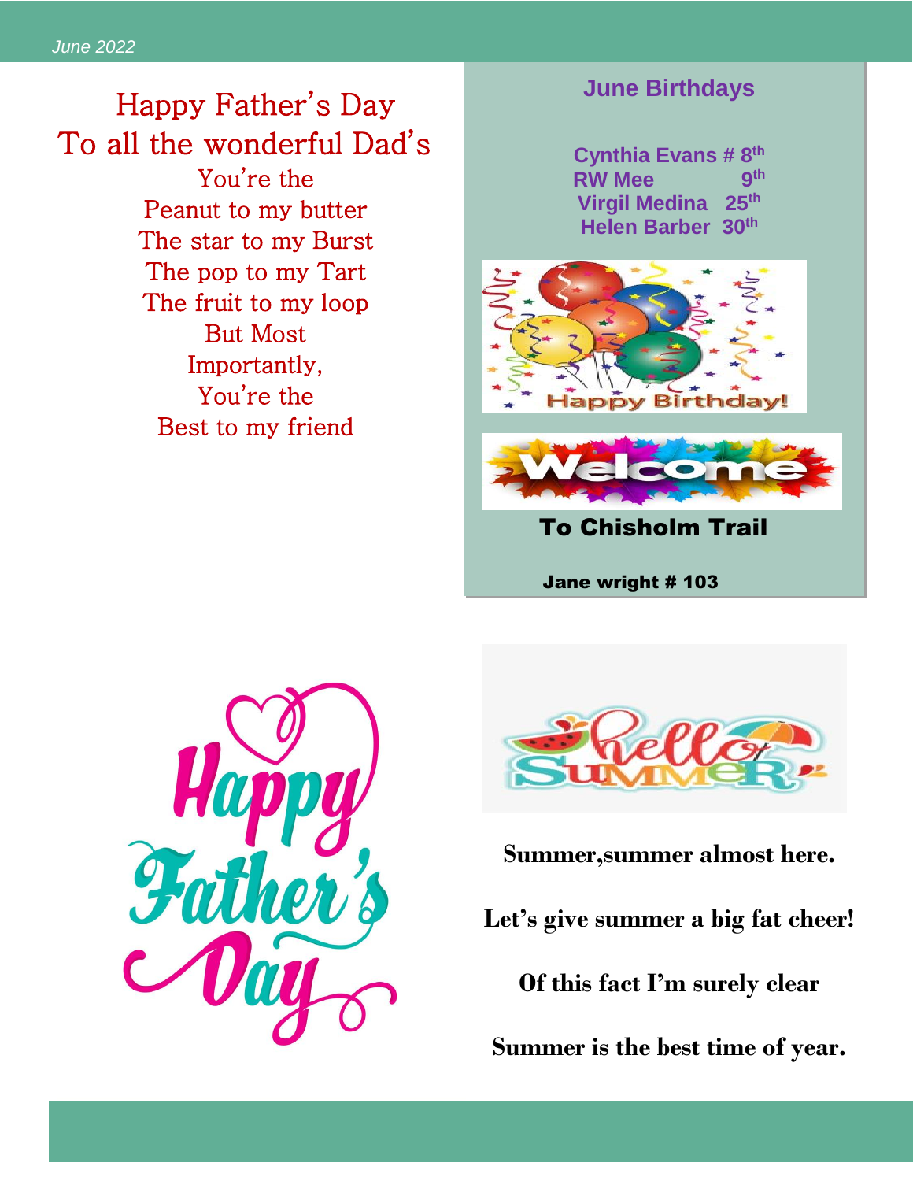## Happy Father's Day
## To all the wonderful Dad's

You're the
Peanut to my butter
The star to my Burst
The pop to my Tart
The fruit to my loop
But Most
Importantly,
You're the
Best to my friend

## June Birthdays

Cynthia Evans # 8th
RW Mee 9th
Virgil Medina 25th
Helen Barber 30th

Happy Birthday!

Welcome

**To Chisholm Trail**

**Jane wright # 103**

Happy Father's Day

hello SUMMER

**Summer,summer almost here.**

**Let's give summer a big fat cheer!**

**Of this fact I'm surely clear**

**Summer is the best time of year.**